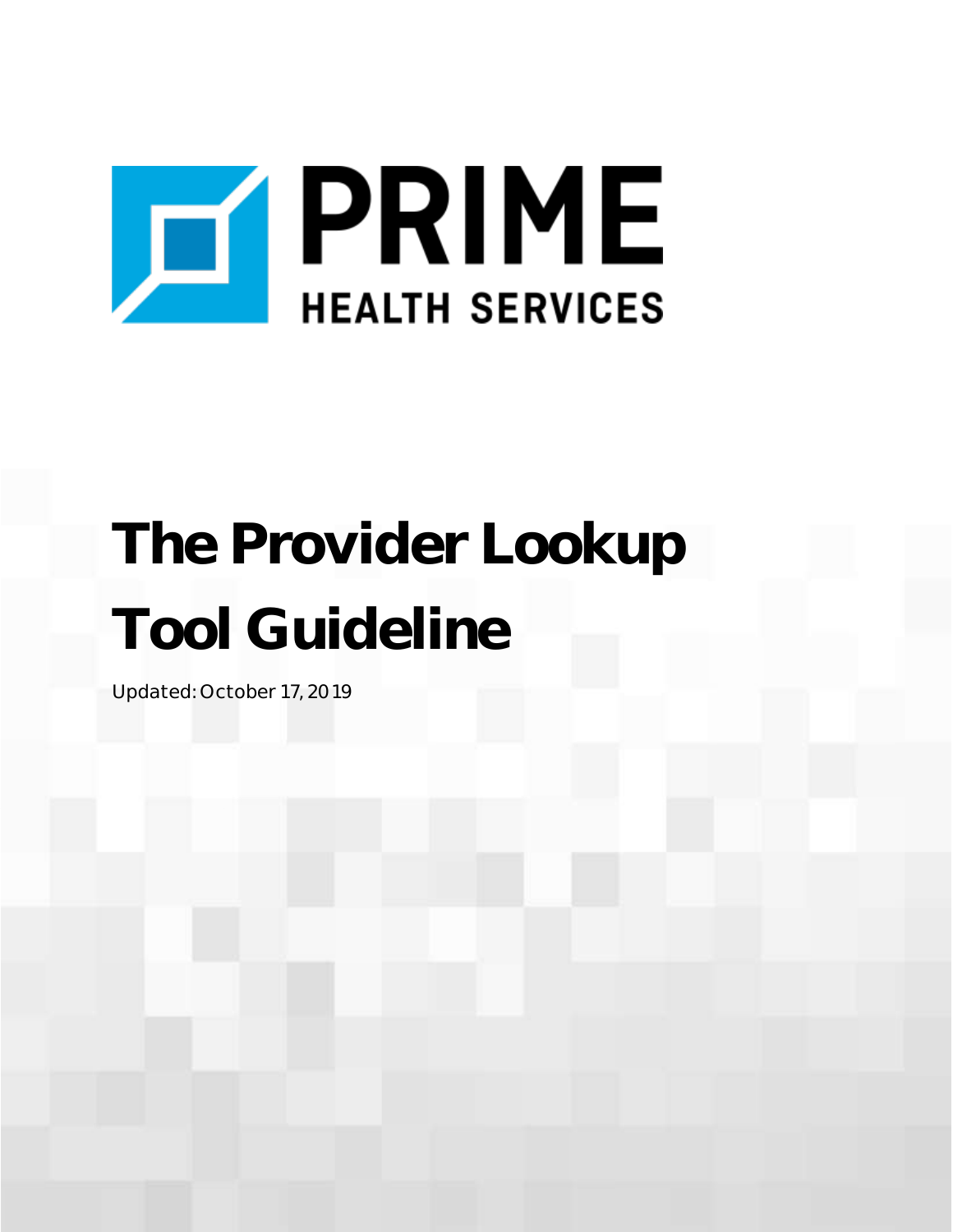PRIME

HEALTH SERVICES

# The Provider Lookup Tool Guideline

Updated: October 17, 2019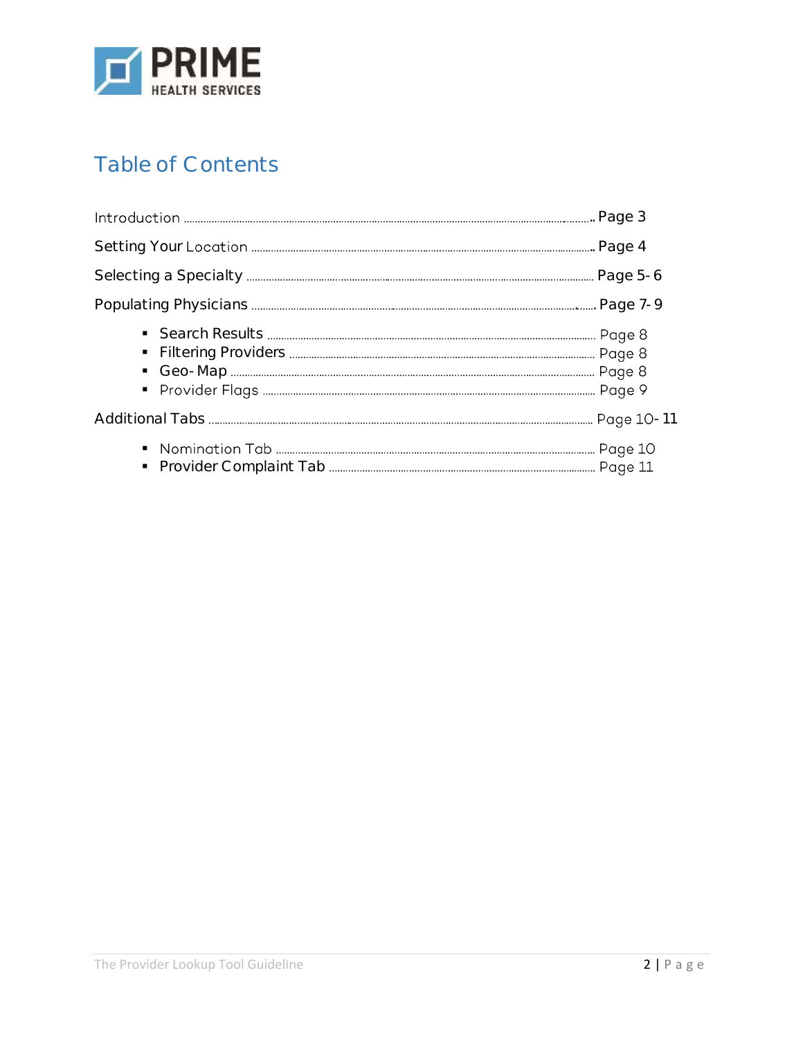PRIME HEALTH SERVICES

# Table of Contents

Introduction ........ Page 3

Setting Your Location ........ Page 4

Selecting a Specialty ........ Page 5-6

Populating Physicians ........ Page 7-9

- Search Results ........ Page 8
- Filtering Providers ........ Page 8
- Geo-Map ........ Page 8
- Provider Flags ........ Page 9

Additional Tabs ........ Page 10-11

- Nomination Tab ........ Page 10
- Provider Complaint Tab ........ Page 11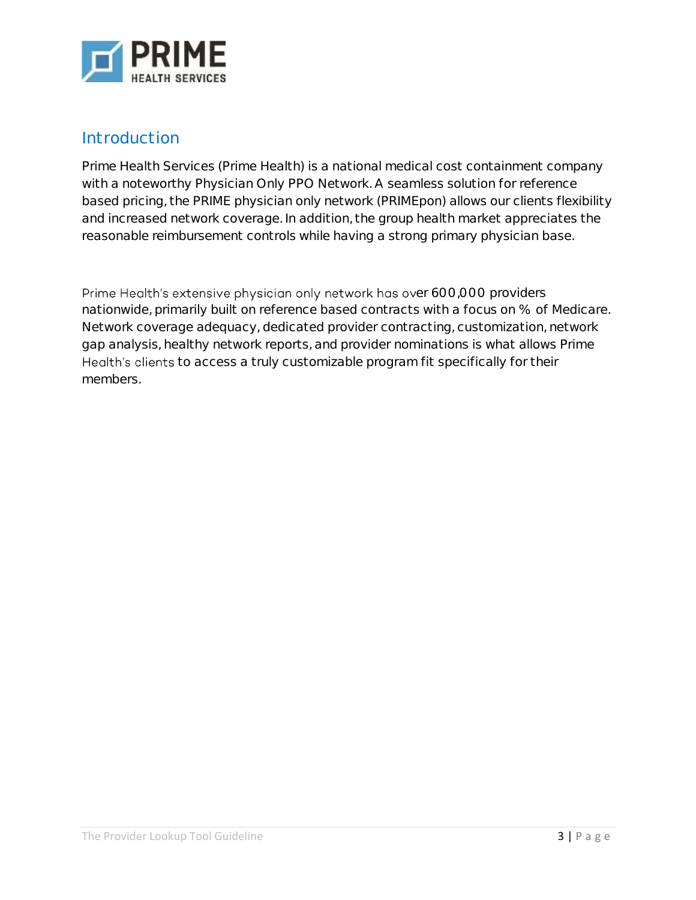## Introduction

Prime Health Services (Prime Health) is a national medical cost containment company with a noteworthy Physician Only PPO Network. A seamless solution for reference based pricing, the PRIME physician only network (PRIMEpon) allows our clients flexibility and increased network coverage. In addition, the group health market appreciates the reasonable reimbursement controls while having a strong primary physician base.

Prime Health's extensive physician only network has over 600,000 providers nationwide, primarily built on reference based contracts with a focus on % of Medicare. Network coverage adequacy, dedicated provider contracting, customization, network gap analysis, healthy network reports, and provider nominations is what allows Prime Health's clients to access a truly customizable program fit specifically for their members.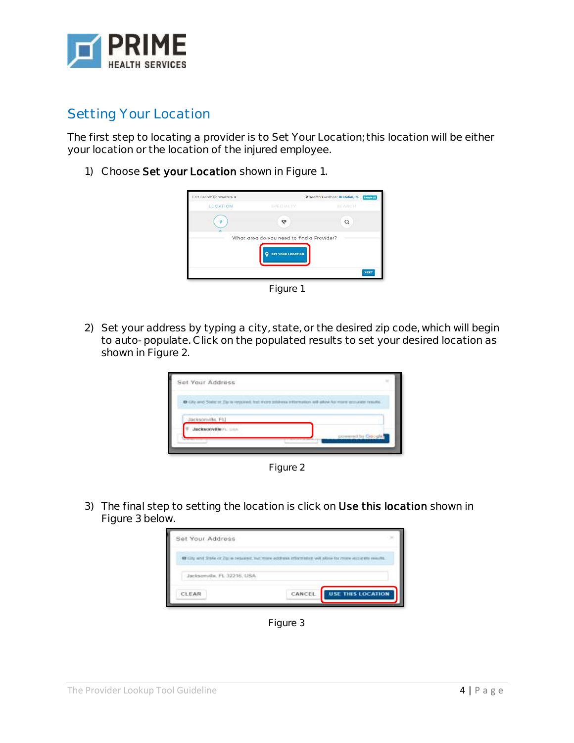## Setting Your Location

The first step to locating a provider is to Set Your Location; this location will be either your location or the location of the injured employee.

1) Choose **Set your Location** shown in Figure 1.

Figure 1

2) Set your address by typing a city, state, or the desired zip code, which will begin to auto- populate. Click on the populated results to set your desired location as shown in Figure 2.

Figure 2

3) The final step to setting the location is click on **Use this location** shown in Figure 3 below.

Figure 3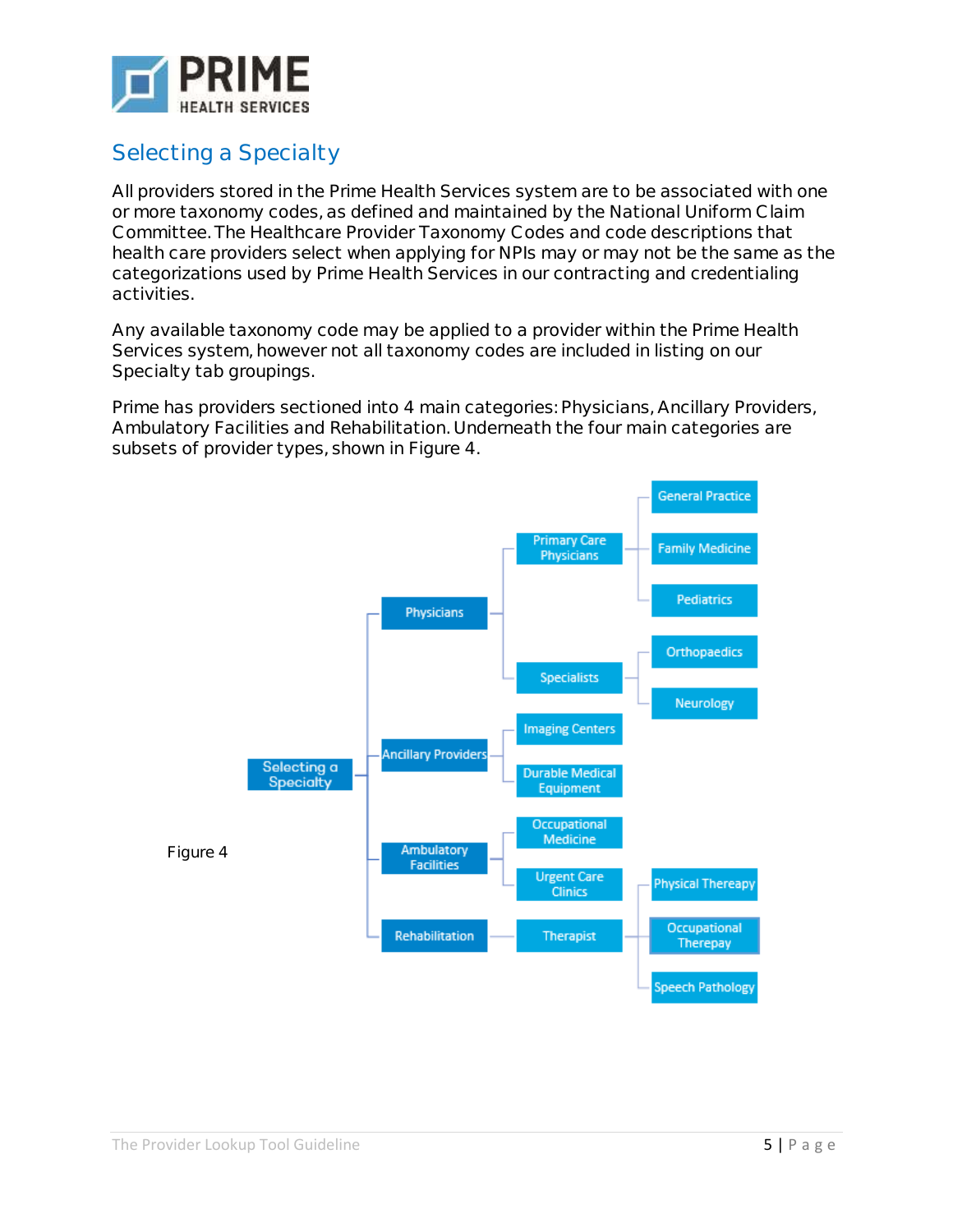## Selecting a Specialty

All providers stored in the Prime Health Services system are to be associated with one or more taxonomy codes, as defined and maintained by the National Uniform Claim Committee. The Healthcare Provider Taxonomy Codes and code descriptions that health care providers select when applying for NPIs may or may not be the same as the categorizations used by Prime Health Services in our contracting and credentialing activities.

Any available taxonomy code may be applied to a provider within the Prime Health Services system, however not all taxonomy codes are included in listing on our Specialty tab groupings.

Prime has providers sectioned into 4 main categories: Physicians, Ancillary Providers, Ambulatory Facilities and Rehabilitation. Underneath the four main categories are subsets of provider types, shown in Figure 4.

Selecting a Specialty

Physicians

Primary Care Physicians

General Practice

Family Medicine

Pediatrics

Specialists

Orthopaedics

Neurology

Ancillary Providers

Imaging Centers

Durable Medical Equipment

Ambulatory Facilities

Occupational Medicine

Urgent Care Clinics

Rehabilitation

Therapist

Physical Thereapy

Occupational Therepay

Speech Pathology

Figure 4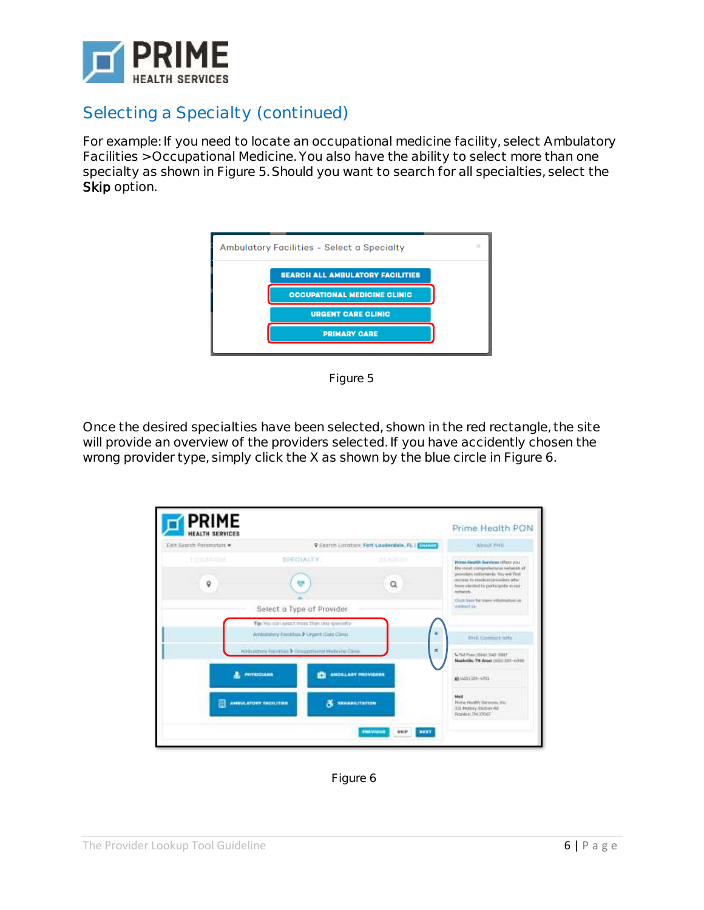## Selecting a Specialty (continued)

For example: If you need to locate an occupational medicine facility, select Ambulatory Facilities >Occupational Medicine. You also have the ability to select more than one specialty as shown in Figure 5. Should you want to search for all specialties, select the **Skip** option.

Figure 5

Once the desired specialties have been selected, shown in the red rectangle, the site will provide an overview of the providers selected. If you have accidently chosen the wrong provider type, simply click the X as shown by the blue circle in Figure 6.

Figure 6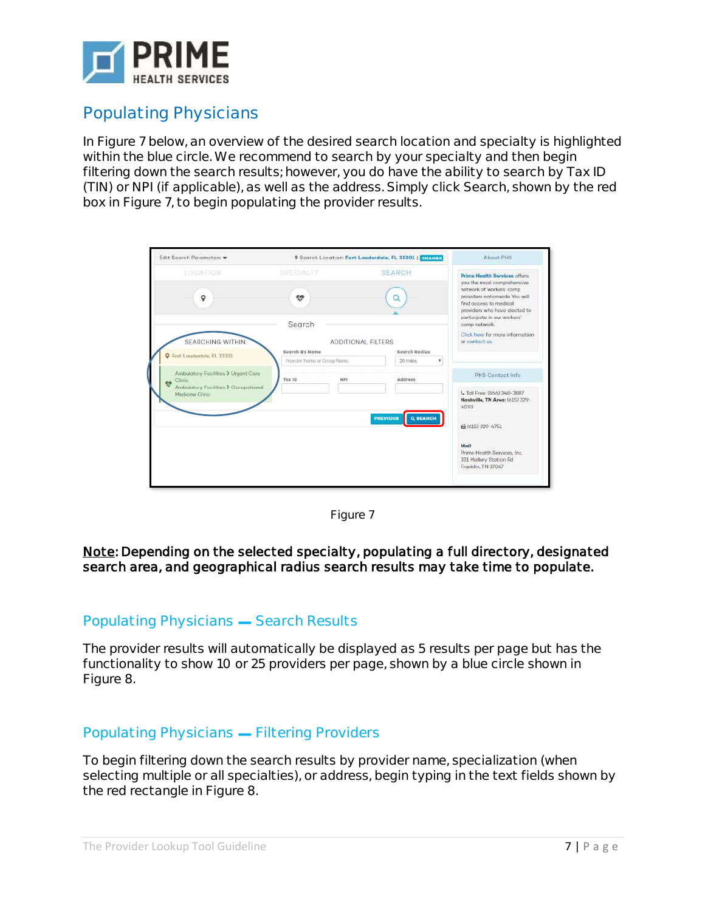## Populating Physicians

In Figure 7 below, an overview of the desired search location and specialty is highlighted within the blue circle. We recommend to search by your specialty and then begin filtering down the search results; however, you do have the ability to search by Tax ID (TIN) or NPI (if applicable), as well as the address. Simply click Search, shown by the red box in Figure 7, to begin populating the provider results.

Figure 7

**<u>Note</u>: Depending on the selected specialty, populating a full directory, designated search area, and geographical radius search results may take time to populate.**

## Populating Physicians – Search Results

The provider results will automatically be displayed as 5 results per page but has the functionality to show 10 or 25 providers per page, shown by a blue circle shown in Figure 8.

## Populating Physicians – Filtering Providers

To begin filtering down the search results by provider name, specialization (when selecting multiple or all specialties), or address, begin typing in the text fields shown by the red rectangle in Figure 8.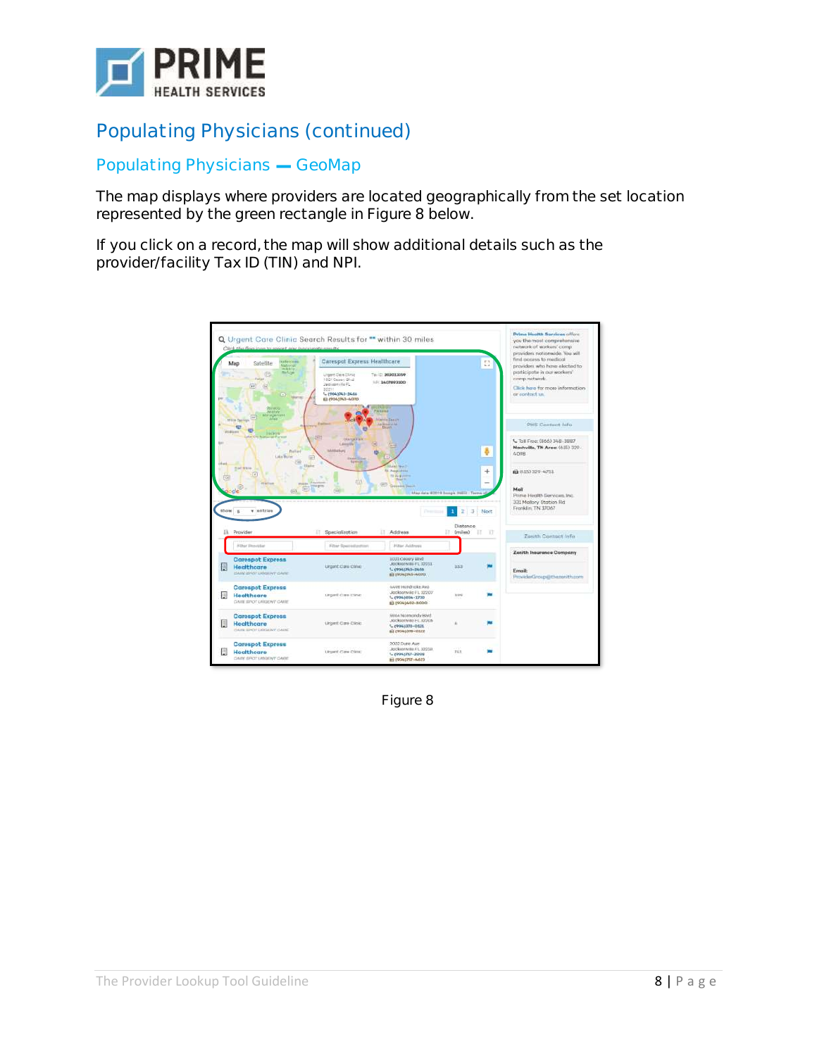## Populating Physicians (continued)

### Populating Physicians — GeoMap

The map displays where providers are located geographically from the set location represented by the green rectangle in Figure 8 below.

If you click on a record, the map will show additional details such as the provider/facility Tax ID (TIN) and NPI.

Figure 8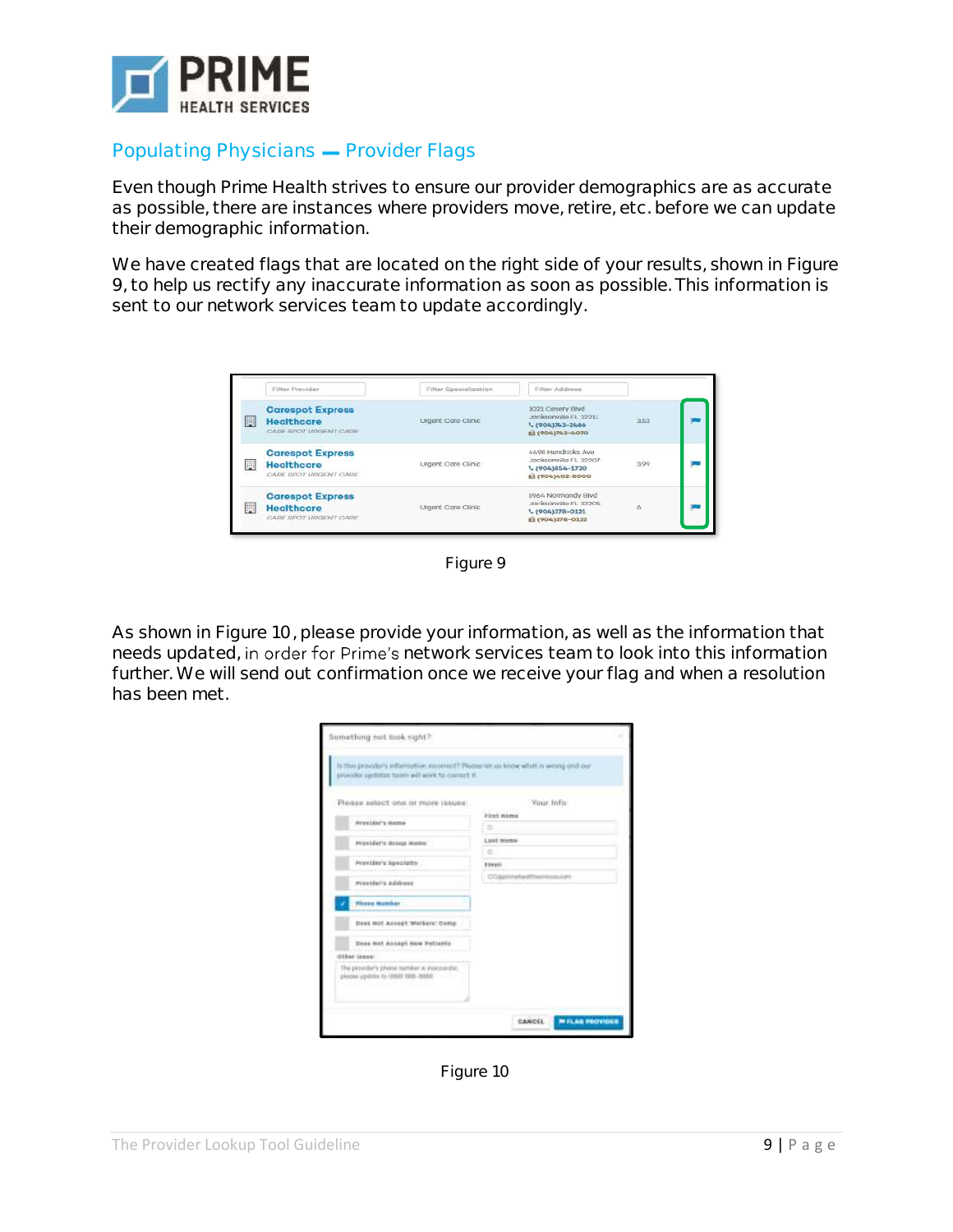## Populating Physicians — Provider Flags

Even though Prime Health strives to ensure our provider demographics are as accurate as possible, there are instances where providers move, retire, etc. before we can update their demographic information.

We have created flags that are located on the right side of your results, shown in Figure 9, to help us rectify any inaccurate information as soon as possible. This information is sent to our network services team to update accordingly.

Figure 9

As shown in Figure 10, please provide your information, as well as the information that needs updated, in order for Prime's network services team to look into this information further. We will send out confirmation once we receive your flag and when a resolution has been met.

Figure 10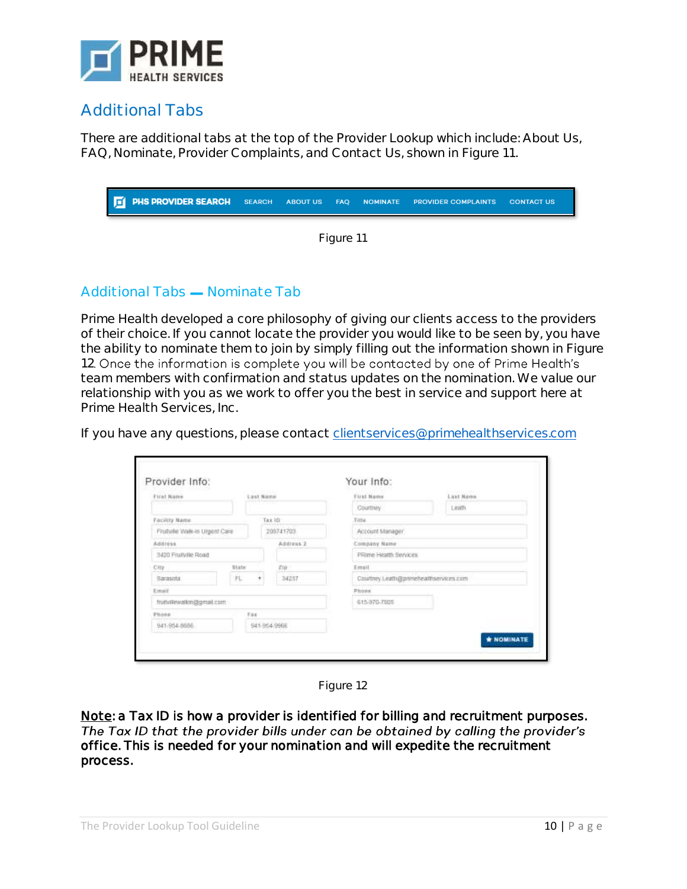## Additional Tabs

There are additional tabs at the top of the Provider Lookup which include: About Us, FAQ, Nominate, Provider Complaints, and Contact Us, shown in Figure 11.

Figure 11

## Additional Tabs – Nominate Tab

Prime Health developed a core philosophy of giving our clients access to the providers of their choice. If you cannot locate the provider you would like to be seen by, you have the ability to nominate them to join by simply filling out the information shown in Figure 12. Once the information is complete you will be contacted by one of Prime Health's team members with confirmation and status updates on the nomination. We value our relationship with you as we work to offer you the best in service and support here at Prime Health Services, Inc.

If you have any questions, please contact clientservices@primehealthservices.com

Figure 12

**<u>Note</u>: a Tax ID is how a provider is identified for billing and recruitment purposes.** *The Tax ID that the provider bills under can be obtained by calling the provider's* **office. This is needed for your nomination and will expedite the recruitment process.**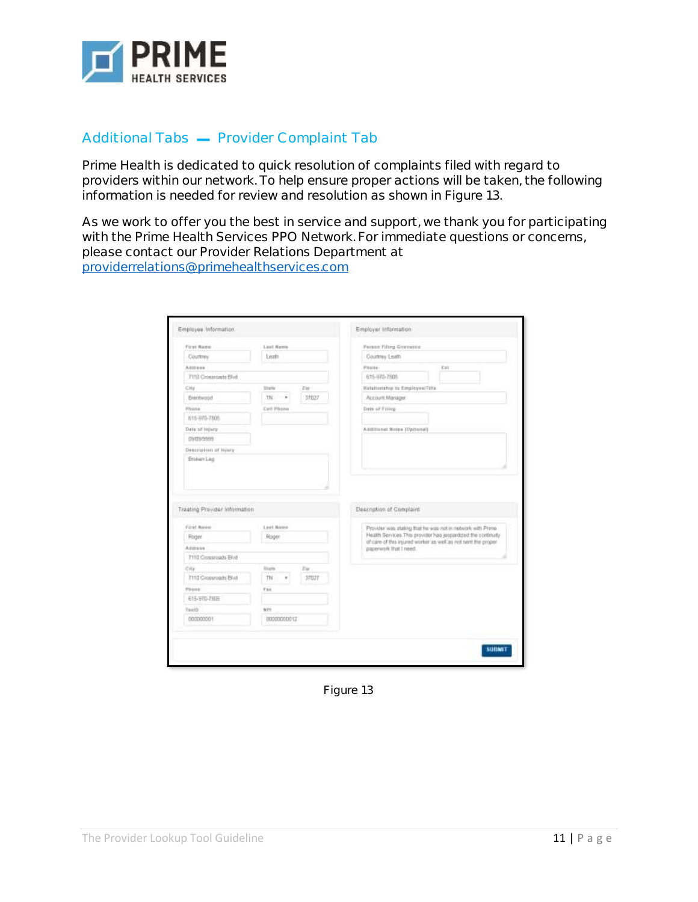## Additional Tabs — Provider Complaint Tab

Prime Health is dedicated to quick resolution of complaints filed with regard to providers within our network. To help ensure proper actions will be taken, the following information is needed for review and resolution as shown in Figure 13.

As we work to offer you the best in service and support, we thank you for participating with the Prime Health Services PPO Network. For immediate questions or concerns, please contact our Provider Relations Department at [providerrelations@primehealthservices.com](mailto:providerrelations@primehealthservices.com)

Figure 13